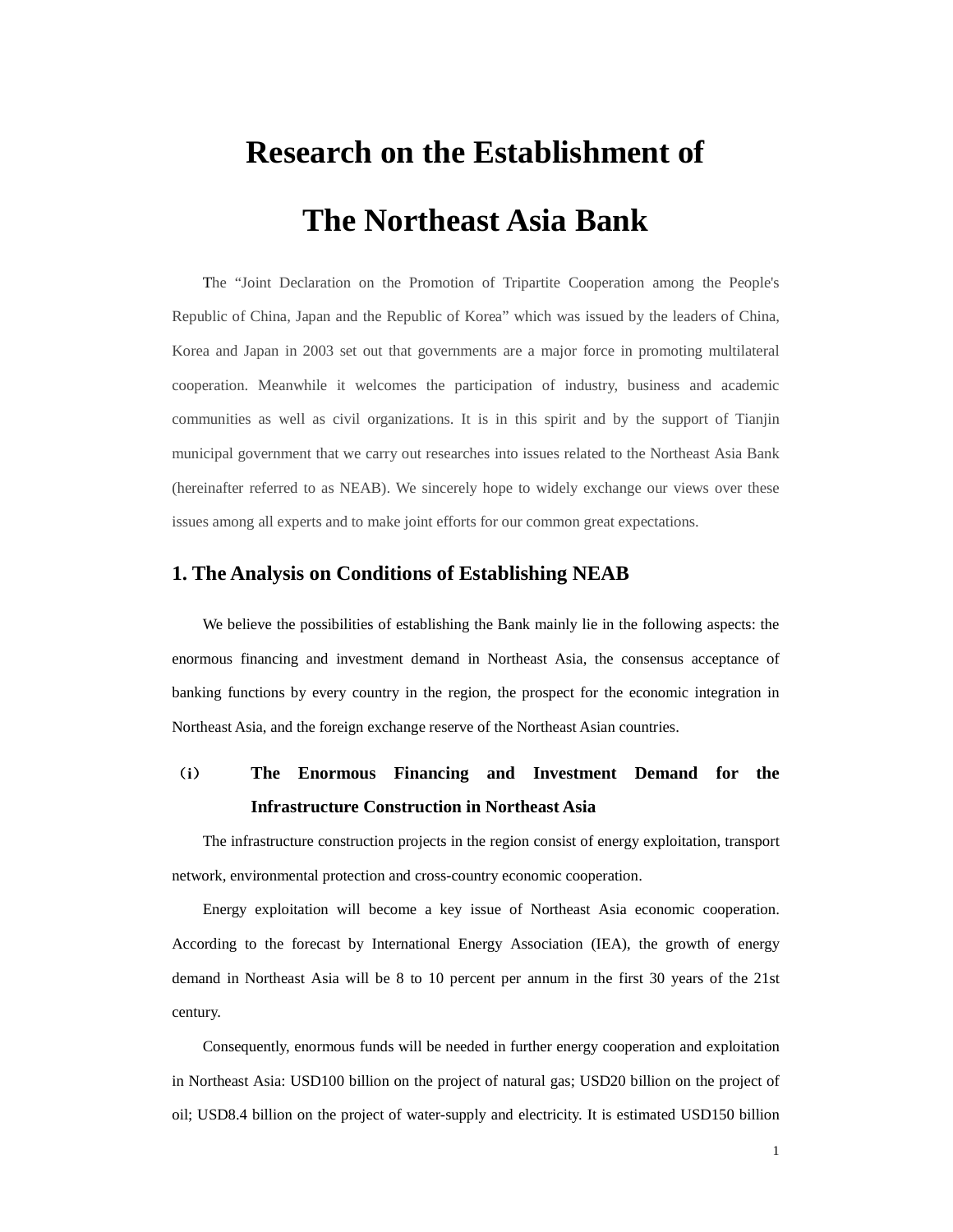# Research on the Establishment of The Northeast Asia Bank

The "Joint Declaration on the Promotion of Tripartite Cooperation among the People's Republic of China, Japan and the Republic of Korea" which was issued by the leaders of China, Korea and Japan in 2003 set out that governments are a major force in promoting multilateral cooperation. Meanwhile it welcomes the participation of industry, business and academic communities as well as civil organizations. It is in this spirit and by the support of Tianjin municipal government that we carry out researches into issues related to the Northeast Asia Bank (hereinafter referred to as NEAB). We sincerely hope to widely exchange our views over these issues among all experts and to make joint efforts for our common great expectations.

## 1. The Analysis on Conditions of Establishing NEAB

We believe the possibilities of establishing the Bank mainly lie in the following aspects: the enormous financing and investment demand in Northeast Asia, the consensus acceptance of banking functions by every country in the region, the prospect for the economic integration in Northeast Asia, and the foreign exchange reserve of the Northeast Asian countries.

### （i） The Enormous Financing and Investment Demand for the Infrastructure Construction in Northeast Asia

The infrastructure construction projects in the region consist of energy exploitation, transport network, environmental protection and cross-country economic cooperation.

Energy exploitation will become a key issue of Northeast Asia economic cooperation. According to the forecast by International Energy Association (IEA), the growth of energy demand in Northeast Asia will be 8 to 10 percent per annum in the first 30 years of the 21st century.

Consequently, enormous funds will be needed in further energy cooperation and exploitation in Northeast Asia: USD100 billion on the project of natural gas; USD20 billion on the project of oil; USD8.4 billion on the project of water-supply and electricity. It is estimated USD150 billion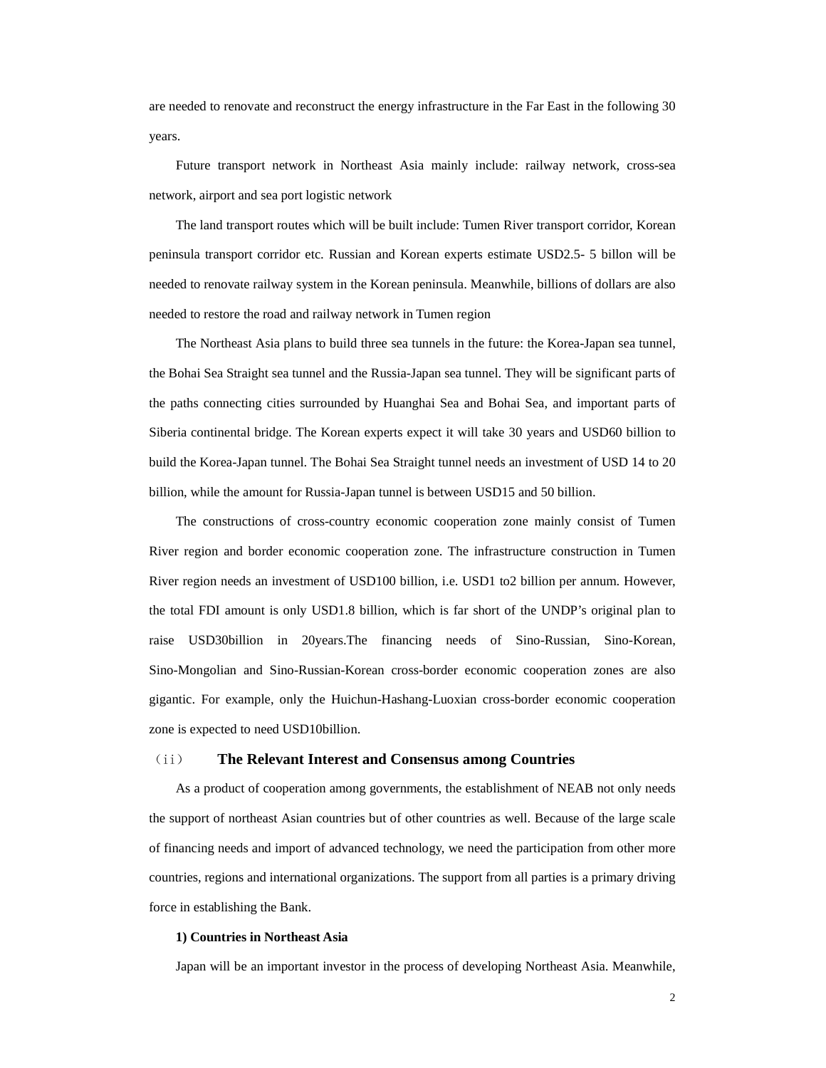are needed to renovate and reconstruct the energy infrastructure in the Far East in the following 30 years.

Future transport network in Northeast Asia mainly include: railway network, cross-sea network, airport and sea port logistic network

The land transport routes which will be built include: Tumen River transport corridor, Korean peninsula transport corridor etc. Russian and Korean experts estimate USD2.5- 5 billon will be needed to renovate railway system in the Korean peninsula. Meanwhile, billions of dollars are also needed to restore the road and railway network in Tumen region

The Northeast Asia plans to build three sea tunnels in the future: the Korea-Japan sea tunnel, the Bohai Sea Straight sea tunnel and the Russia-Japan sea tunnel. They will be significant parts of the paths connecting cities surrounded by Huanghai Sea and Bohai Sea, and important parts of Siberia continental bridge. The Korean experts expect it will take 30 years and USD60 billion to build the Korea-Japan tunnel. The Bohai Sea Straight tunnel needs an investment of USD 14 to 20 billion, while the amount for Russia-Japan tunnel is between USD15 and 50 billion.

The constructions of cross-country economic cooperation zone mainly consist of Tumen River region and border economic cooperation zone. The infrastructure construction in Tumen River region needs an investment of USD100 billion, i.e. USD1 to2 billion per annum. However, the total FDI amount is only USD1.8 billion, which is far short of the UNDP's original plan to raise USD30billion in 20years.The financing needs of Sino-Russian, Sino-Korean, Sino-Mongolian and Sino-Russian-Korean cross-border economic cooperation zones are also gigantic. For example, only the Huichun-Hashang-Luoxian cross-border economic cooperation zone is expected to need USD10billion.

## （ii） The Relevant Interest and Consensus among Countries

As a product of cooperation among governments, the establishment of NEAB not only needs the support of northeast Asian countries but of other countries as well. Because of the large scale of financing needs and import of advanced technology, we need the participation from other more countries, regions and international organizations. The support from all parties is a primary driving force in establishing the Bank.

**1) Countries in Northeast Asia**

Japan will be an important investor in the process of developing Northeast Asia. Meanwhile,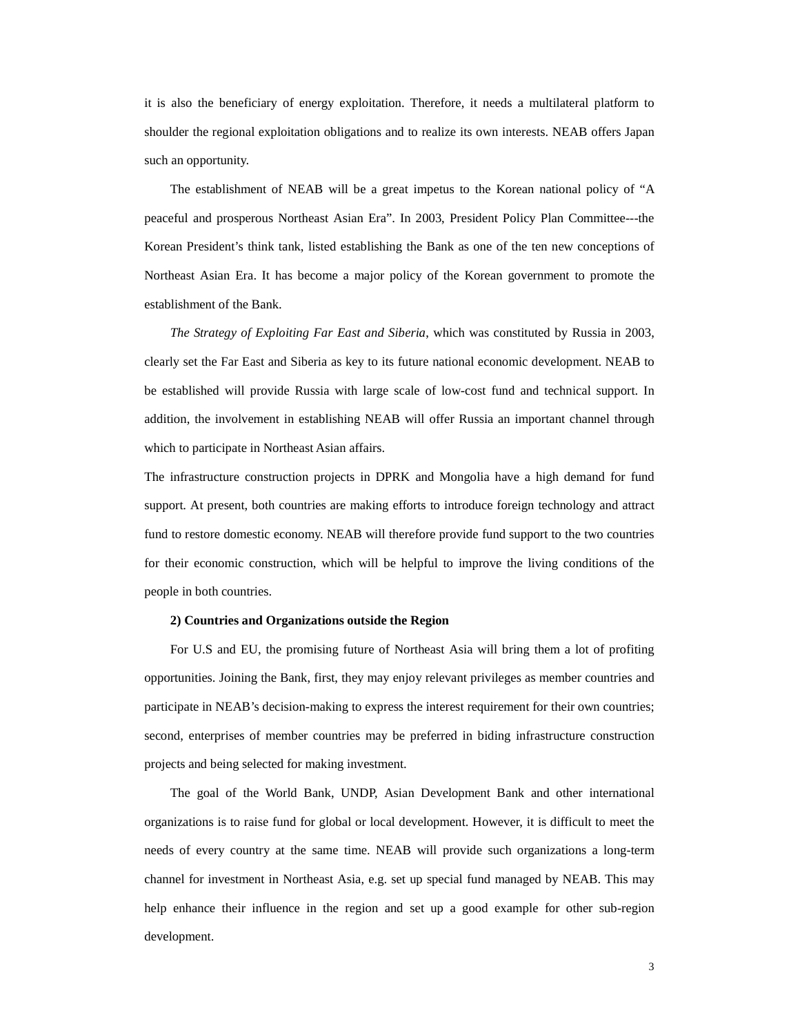it is also the beneficiary of energy exploitation. Therefore, it needs a multilateral platform to shoulder the regional exploitation obligations and to realize its own interests. NEAB offers Japan such an opportunity.

The establishment of NEAB will be a great impetus to the Korean national policy of "A peaceful and prosperous Northeast Asian Era". In 2003, President Policy Plan Committee---the Korean President's think tank, listed establishing the Bank as one of the ten new conceptions of Northeast Asian Era. It has become a major policy of the Korean government to promote the establishment of the Bank.

*The Strategy of Exploiting Far East and Siberia*, which was constituted by Russia in 2003, clearly set the Far East and Siberia as key to its future national economic development. NEAB to be established will provide Russia with large scale of low-cost fund and technical support. In addition, the involvement in establishing NEAB will offer Russia an important channel through which to participate in Northeast Asian affairs.

The infrastructure construction projects in DPRK and Mongolia have a high demand for fund support. At present, both countries are making efforts to introduce foreign technology and attract fund to restore domestic economy. NEAB will therefore provide fund support to the two countries for their economic construction, which will be helpful to improve the living conditions of the people in both countries.

**2) Countries and Organizations outside the Region**

For U.S and EU, the promising future of Northeast Asia will bring them a lot of profiting opportunities. Joining the Bank, first, they may enjoy relevant privileges as member countries and participate in NEAB's decision-making to express the interest requirement for their own countries; second, enterprises of member countries may be preferred in biding infrastructure construction projects and being selected for making investment.

The goal of the World Bank, UNDP, Asian Development Bank and other international organizations is to raise fund for global or local development. However, it is difficult to meet the needs of every country at the same time. NEAB will provide such organizations a long-term channel for investment in Northeast Asia, e.g. set up special fund managed by NEAB. This may help enhance their influence in the region and set up a good example for other sub-region development.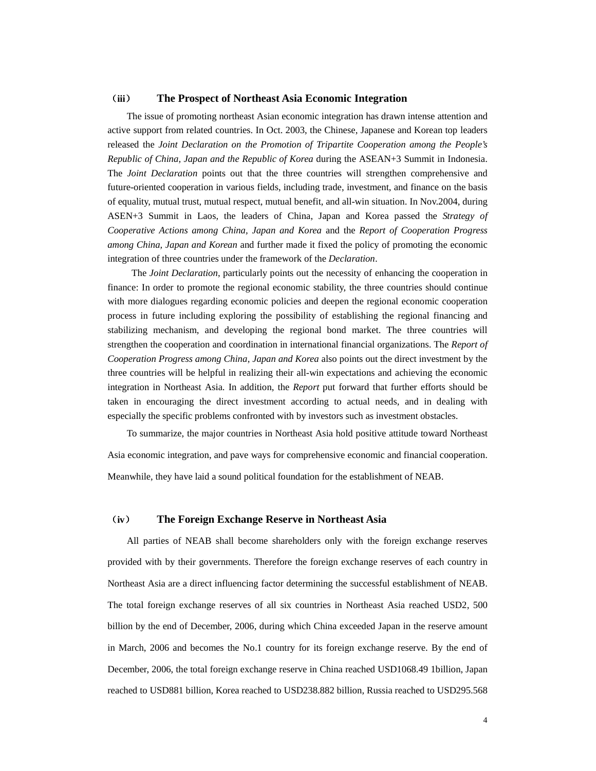### （iii） The Prospect of Northeast Asia Economic Integration

The issue of promoting northeast Asian economic integration has drawn intense attention and active support from related countries. In Oct. 2003, the Chinese, Japanese and Korean top leaders released the *Joint Declaration on the Promotion of Tripartite Cooperation among the People's Republic of China, Japan and the Republic of Korea* during the ASEAN+3 Summit in Indonesia. The *Joint Declaration* points out that the three countries will strengthen comprehensive and future-oriented cooperation in various fields, including trade, investment, and finance on the basis of equality, mutual trust, mutual respect, mutual benefit, and all-win situation. In Nov.2004, during ASEN+3 Summit in Laos, the leaders of China, Japan and Korea passed the *Strategy of Cooperative Actions among China, Japan and Korea* and the *Report of Cooperation Progress among China, Japan and Korean* and further made it fixed the policy of promoting the economic integration of three countries under the framework of the *Declaration*.

The *Joint Declaration*, particularly points out the necessity of enhancing the cooperation in finance: In order to promote the regional economic stability, the three countries should continue with more dialogues regarding economic policies and deepen the regional economic cooperation process in future including exploring the possibility of establishing the regional financing and stabilizing mechanism, and developing the regional bond market. The three countries will strengthen the cooperation and coordination in international financial organizations. The *Report of Cooperation Progress among China, Japan and Korea* also points out the direct investment by the three countries will be helpful in realizing their all-win expectations and achieving the economic integration in Northeast Asia. In addition, the *Report* put forward that further efforts should be taken in encouraging the direct investment according to actual needs, and in dealing with especially the specific problems confronted with by investors such as investment obstacles.

To summarize, the major countries in Northeast Asia hold positive attitude toward Northeast Asia economic integration, and pave ways for comprehensive economic and financial cooperation. Meanwhile, they have laid a sound political foundation for the establishment of NEAB.

### （iv） The Foreign Exchange Reserve in Northeast Asia

All parties of NEAB shall become shareholders only with the foreign exchange reserves provided with by their governments. Therefore the foreign exchange reserves of each country in Northeast Asia are a direct influencing factor determining the successful establishment of NEAB. The total foreign exchange reserves of all six countries in Northeast Asia reached USD2, 500 billion by the end of December, 2006, during which China exceeded Japan in the reserve amount in March, 2006 and becomes the No.1 country for its foreign exchange reserve. By the end of December, 2006, the total foreign exchange reserve in China reached USD1068.49 1billion, Japan reached to USD881 billion, Korea reached to USD238.882 billion, Russia reached to USD295.568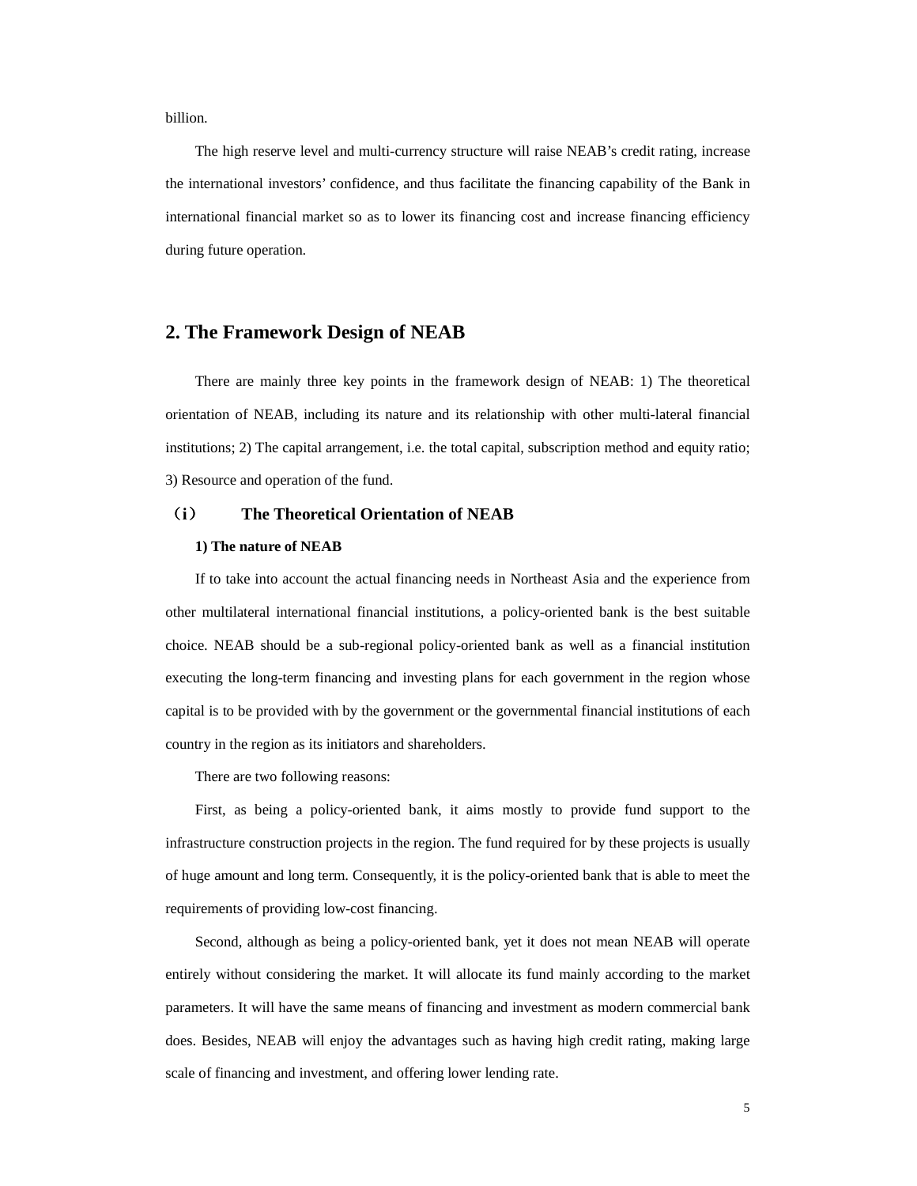billion.

The high reserve level and multi-currency structure will raise NEAB's credit rating, increase the international investors' confidence, and thus facilitate the financing capability of the Bank in international financial market so as to lower its financing cost and increase financing efficiency during future operation.

## 2. The Framework Design of NEAB

There are mainly three key points in the framework design of NEAB: 1) The theoretical orientation of NEAB, including its nature and its relationship with other multi-lateral financial institutions; 2) The capital arrangement, i.e. the total capital, subscription method and equity ratio; 3) Resource and operation of the fund.

### （i） The Theoretical Orientation of NEAB

#### 1) The nature of NEAB

If to take into account the actual financing needs in Northeast Asia and the experience from other multilateral international financial institutions, a policy-oriented bank is the best suitable choice. NEAB should be a sub-regional policy-oriented bank as well as a financial institution executing the long-term financing and investing plans for each government in the region whose capital is to be provided with by the government or the governmental financial institutions of each country in the region as its initiators and shareholders.

There are two following reasons:

First, as being a policy-oriented bank, it aims mostly to provide fund support to the infrastructure construction projects in the region. The fund required for by these projects is usually of huge amount and long term. Consequently, it is the policy-oriented bank that is able to meet the requirements of providing low-cost financing.

Second, although as being a policy-oriented bank, yet it does not mean NEAB will operate entirely without considering the market. It will allocate its fund mainly according to the market parameters. It will have the same means of financing and investment as modern commercial bank does. Besides, NEAB will enjoy the advantages such as having high credit rating, making large scale of financing and investment, and offering lower lending rate.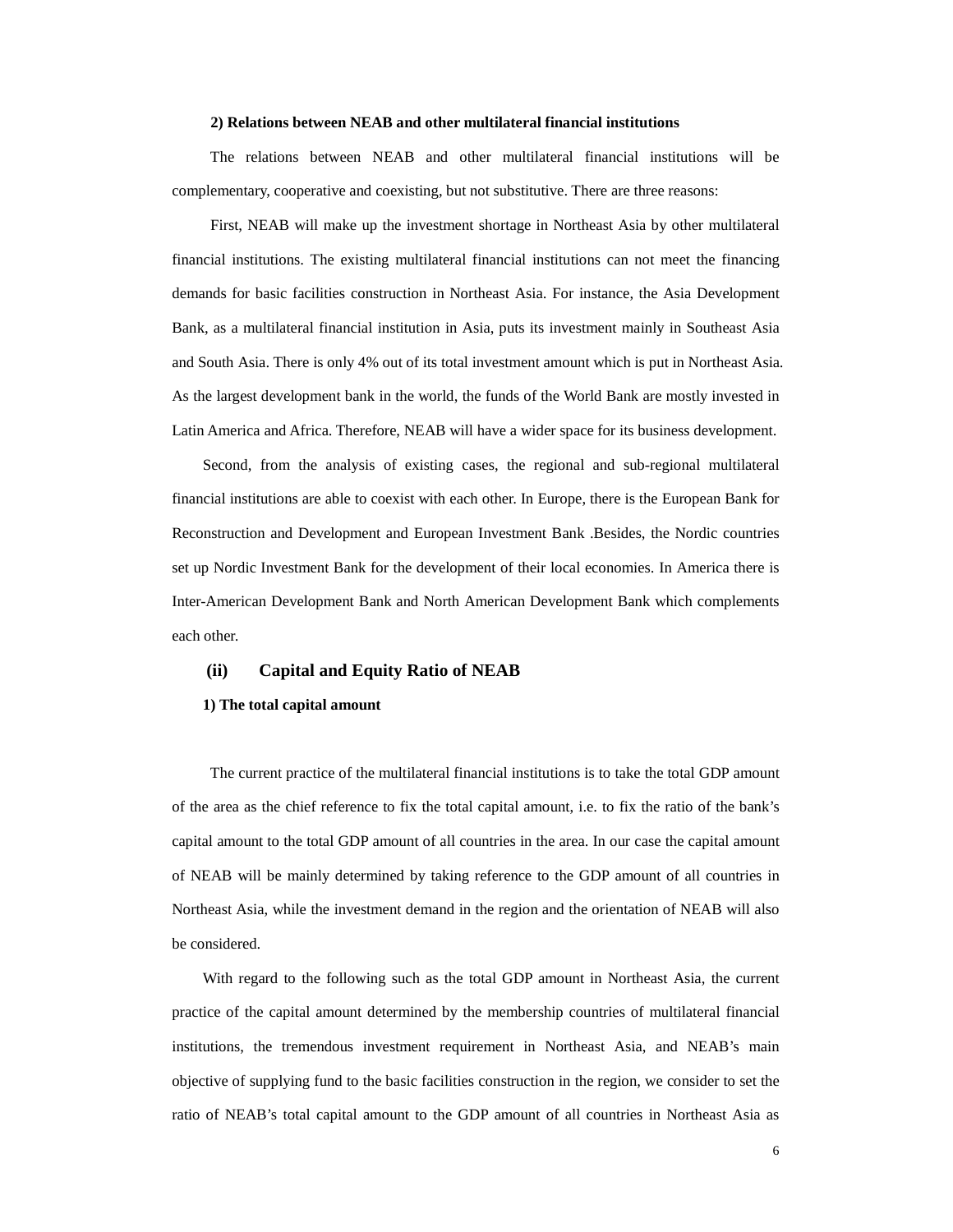**2) Relations between NEAB and other multilateral financial institutions**

The relations between NEAB and other multilateral financial institutions will be complementary, cooperative and coexisting, but not substitutive. There are three reasons:

First, NEAB will make up the investment shortage in Northeast Asia by other multilateral financial institutions. The existing multilateral financial institutions can not meet the financing demands for basic facilities construction in Northeast Asia. For instance, the Asia Development Bank, as a multilateral financial institution in Asia, puts its investment mainly in Southeast Asia and South Asia. There is only 4% out of its total investment amount which is put in Northeast Asia. As the largest development bank in the world, the funds of the World Bank are mostly invested in Latin America and Africa. Therefore, NEAB will have a wider space for its business development.

Second, from the analysis of existing cases, the regional and sub-regional multilateral financial institutions are able to coexist with each other. In Europe, there is the European Bank for Reconstruction and Development and European Investment Bank .Besides, the Nordic countries set up Nordic Investment Bank for the development of their local economies. In America there is Inter-American Development Bank and North American Development Bank which complements each other.

## (ii) Capital and Equity Ratio of NEAB

**1) The total capital amount**

The current practice of the multilateral financial institutions is to take the total GDP amount of the area as the chief reference to fix the total capital amount, i.e. to fix the ratio of the bank's capital amount to the total GDP amount of all countries in the area. In our case the capital amount of NEAB will be mainly determined by taking reference to the GDP amount of all countries in Northeast Asia, while the investment demand in the region and the orientation of NEAB will also be considered.

With regard to the following such as the total GDP amount in Northeast Asia, the current practice of the capital amount determined by the membership countries of multilateral financial institutions, the tremendous investment requirement in Northeast Asia, and NEAB's main objective of supplying fund to the basic facilities construction in the region, we consider to set the ratio of NEAB's total capital amount to the GDP amount of all countries in Northeast Asia as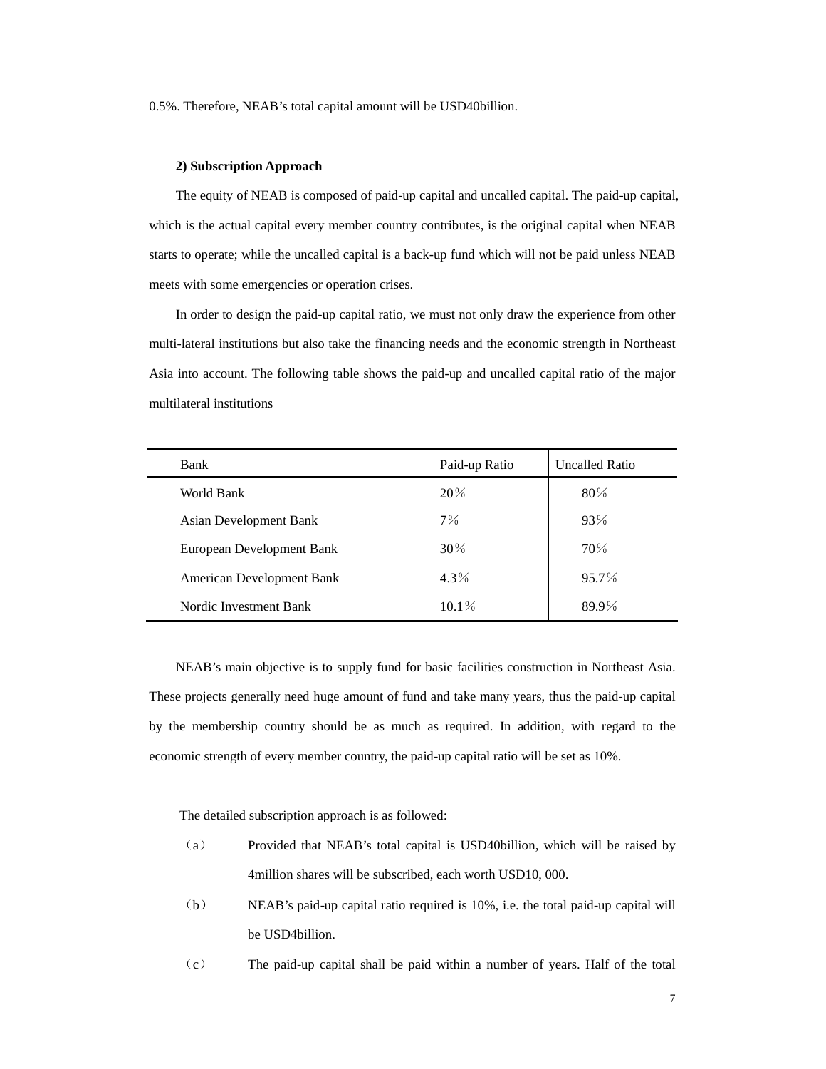0.5%. Therefore, NEAB's total capital amount will be USD40billion.

**2) Subscription Approach**

The equity of NEAB is composed of paid-up capital and uncalled capital. The paid-up capital, which is the actual capital every member country contributes, is the original capital when NEAB starts to operate; while the uncalled capital is a back-up fund which will not be paid unless NEAB meets with some emergencies or operation crises.

In order to design the paid-up capital ratio, we must not only draw the experience from other multi-lateral institutions but also take the financing needs and the economic strength in Northeast Asia into account. The following table shows the paid-up and uncalled capital ratio of the major multilateral institutions

| Bank | Paid-up Ratio | Uncalled Ratio |
|---|---|---|
| World Bank | 20% | 80% |
| Asian Development Bank | 7% | 93% |
| European Development Bank | 30% | 70% |
| American Development Bank | 4.3% | 95.7% |
| Nordic Investment Bank | 10.1% | 89.9% |

NEAB's main objective is to supply fund for basic facilities construction in Northeast Asia. These projects generally need huge amount of fund and take many years, thus the paid-up capital by the membership country should be as much as required. In addition, with regard to the economic strength of every member country, the paid-up capital ratio will be set as 10%.

The detailed subscription approach is as followed:

（a） Provided that NEAB's total capital is USD40billion, which will be raised by 4million shares will be subscribed, each worth USD10, 000.

（b） NEAB's paid-up capital ratio required is 10%, i.e. the total paid-up capital will be USD4billion.

（c） The paid-up capital shall be paid within a number of years. Half of the total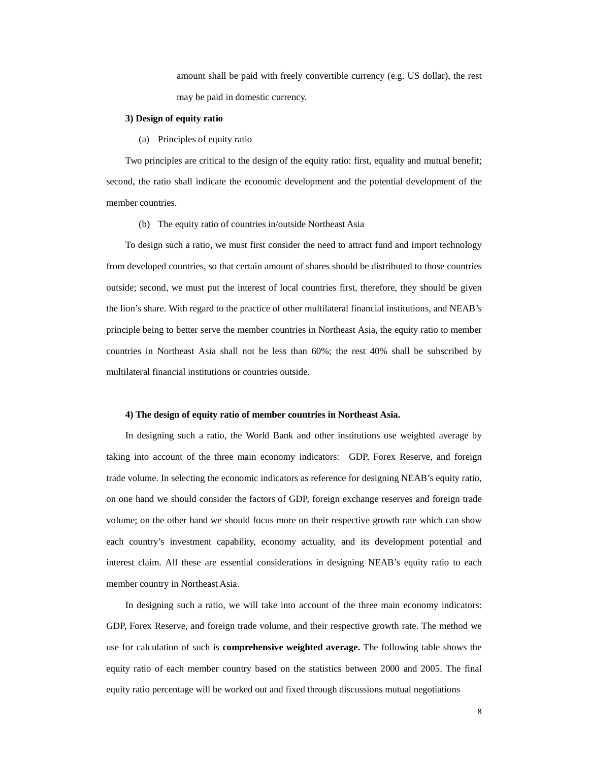amount shall be paid with freely convertible currency (e.g. US dollar), the rest may be paid in domestic currency.

**3) Design of equity ratio**

(a) Principles of equity ratio

Two principles are critical to the design of the equity ratio: first, equality and mutual benefit; second, the ratio shall indicate the economic development and the potential development of the member countries.

(b) The equity ratio of countries in/outside Northeast Asia

To design such a ratio, we must first consider the need to attract fund and import technology from developed countries, so that certain amount of shares should be distributed to those countries outside; second, we must put the interest of local countries first, therefore, they should be given the lion's share. With regard to the practice of other multilateral financial institutions, and NEAB's principle being to better serve the member countries in Northeast Asia, the equity ratio to member countries in Northeast Asia shall not be less than 60%; the rest 40% shall be subscribed by multilateral financial institutions or countries outside.

**4) The design of equity ratio of member countries in Northeast Asia.**

In designing such a ratio, the World Bank and other institutions use weighted average by taking into account of the three main economy indicators: GDP, Forex Reserve, and foreign trade volume. In selecting the economic indicators as reference for designing NEAB's equity ratio, on one hand we should consider the factors of GDP, foreign exchange reserves and foreign trade volume; on the other hand we should focus more on their respective growth rate which can show each country's investment capability, economy actuality, and its development potential and interest claim. All these are essential considerations in designing NEAB's equity ratio to each member country in Northeast Asia.

In designing such a ratio, we will take into account of the three main economy indicators: GDP, Forex Reserve, and foreign trade volume, and their respective growth rate. The method we use for calculation of such is **comprehensive weighted average.** The following table shows the equity ratio of each member country based on the statistics between 2000 and 2005. The final equity ratio percentage will be worked out and fixed through discussions mutual negotiations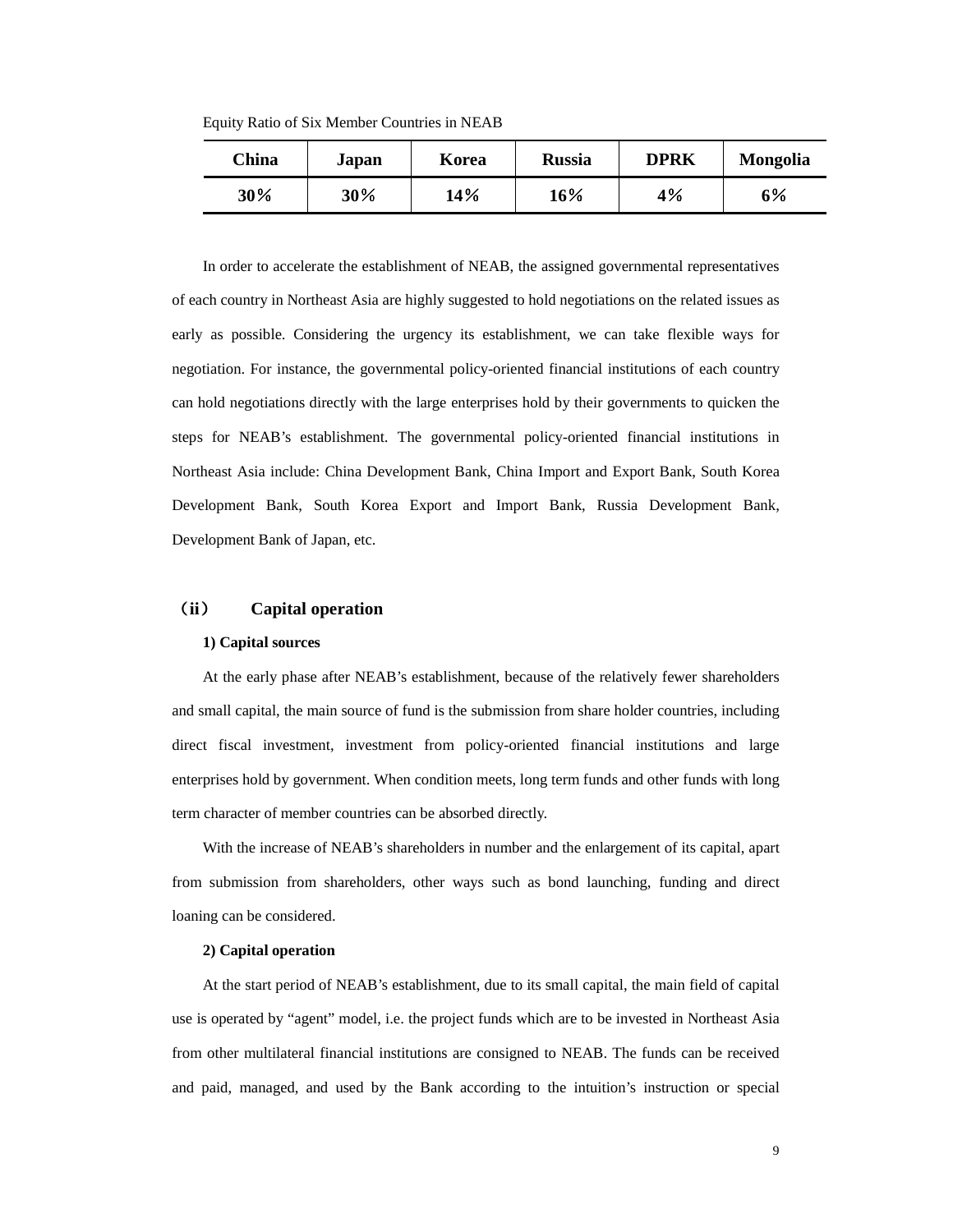Equity Ratio of Six Member Countries in NEAB

| China | Japan | Korea | Russia | DPRK | Mongolia |
|---|---|---|---|---|---|
| 30% | 30% | 14% | 16% | 4% | 6% |

In order to accelerate the establishment of NEAB, the assigned governmental representatives of each country in Northeast Asia are highly suggested to hold negotiations on the related issues as early as possible. Considering the urgency its establishment, we can take flexible ways for negotiation. For instance, the governmental policy-oriented financial institutions of each country can hold negotiations directly with the large enterprises hold by their governments to quicken the steps for NEAB's establishment. The governmental policy-oriented financial institutions in Northeast Asia include: China Development Bank, China Import and Export Bank, South Korea Development Bank, South Korea Export and Import Bank, Russia Development Bank, Development Bank of Japan, etc.

## （ii） Capital operation

**1) Capital sources**

At the early phase after NEAB's establishment, because of the relatively fewer shareholders and small capital, the main source of fund is the submission from share holder countries, including direct fiscal investment, investment from policy-oriented financial institutions and large enterprises hold by government. When condition meets, long term funds and other funds with long term character of member countries can be absorbed directly.

With the increase of NEAB's shareholders in number and the enlargement of its capital, apart from submission from shareholders, other ways such as bond launching, funding and direct loaning can be considered.

**2) Capital operation**

At the start period of NEAB's establishment, due to its small capital, the main field of capital use is operated by "agent" model, i.e. the project funds which are to be invested in Northeast Asia from other multilateral financial institutions are consigned to NEAB. The funds can be received and paid, managed, and used by the Bank according to the intuition's instruction or special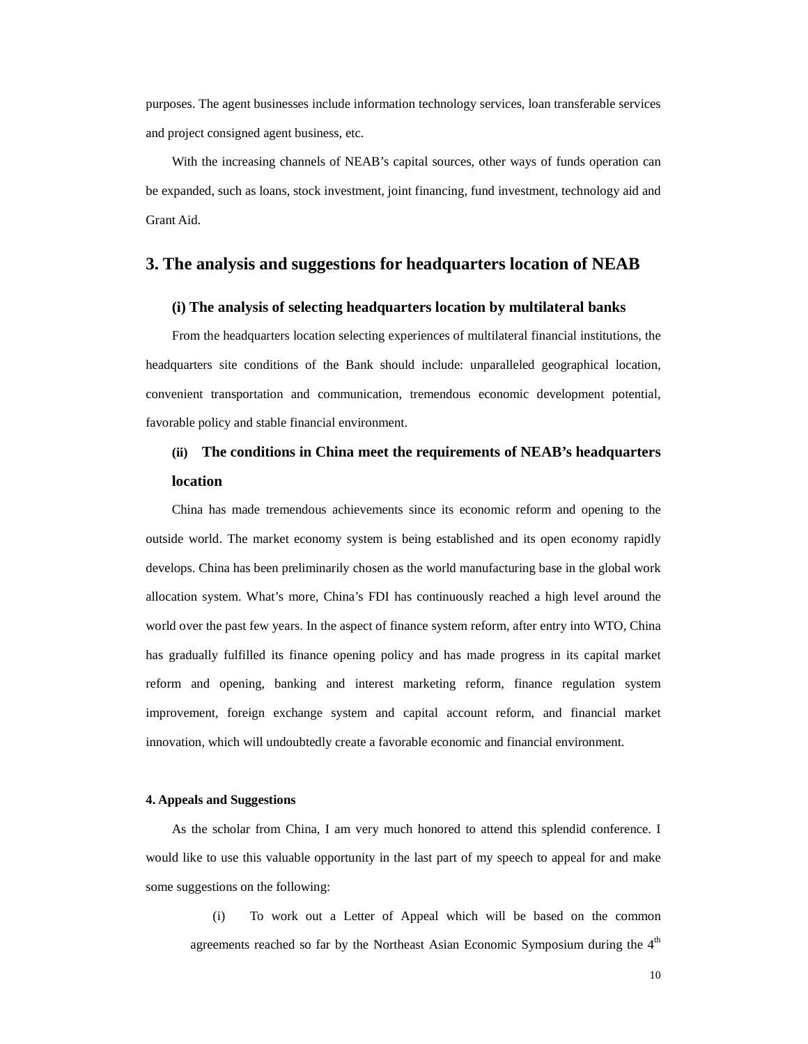purposes. The agent businesses include information technology services, loan transferable services and project consigned agent business, etc.

With the increasing channels of NEAB's capital sources, other ways of funds operation can be expanded, such as loans, stock investment, joint financing, fund investment, technology aid and Grant Aid.

## 3. The analysis and suggestions for headquarters location of NEAB

### (i) The analysis of selecting headquarters location by multilateral banks

From the headquarters location selecting experiences of multilateral financial institutions, the headquarters site conditions of the Bank should include: unparalleled geographical location, convenient transportation and communication, tremendous economic development potential, favorable policy and stable financial environment.

### (ii) The conditions in China meet the requirements of NEAB's headquarters location

China has made tremendous achievements since its economic reform and opening to the outside world. The market economy system is being established and its open economy rapidly develops. China has been preliminarily chosen as the world manufacturing base in the global work allocation system. What's more, China's FDI has continuously reached a high level around the world over the past few years. In the aspect of finance system reform, after entry into WTO, China has gradually fulfilled its finance opening policy and has made progress in its capital market reform and opening, banking and interest marketing reform, finance regulation system improvement, foreign exchange system and capital account reform, and financial market innovation, which will undoubtedly create a favorable economic and financial environment.

**4. Appeals and Suggestions**

As the scholar from China, I am very much honored to attend this splendid conference. I would like to use this valuable opportunity in the last part of my speech to appeal for and make some suggestions on the following:

(i) To work out a Letter of Appeal which will be based on the common agreements reached so far by the Northeast Asian Economic Symposium during the 4th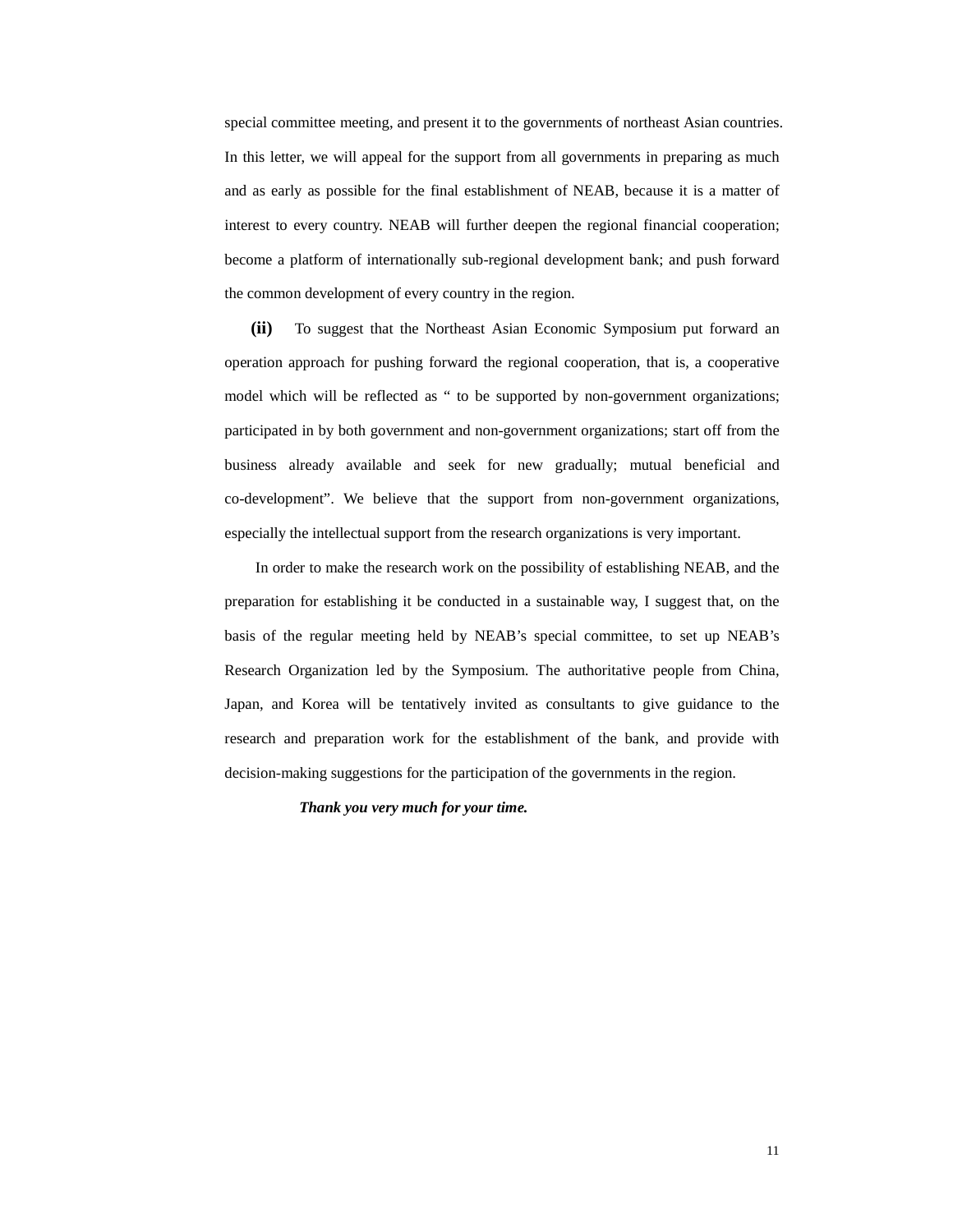special committee meeting, and present it to the governments of northeast Asian countries. In this letter, we will appeal for the support from all governments in preparing as much and as early as possible for the final establishment of NEAB, because it is a matter of interest to every country. NEAB will further deepen the regional financial cooperation; become a platform of internationally sub-regional development bank; and push forward the common development of every country in the region.

**(ii)** To suggest that the Northeast Asian Economic Symposium put forward an operation approach for pushing forward the regional cooperation, that is, a cooperative model which will be reflected as " to be supported by non-government organizations; participated in by both government and non-government organizations; start off from the business already available and seek for new gradually; mutual beneficial and co-development". We believe that the support from non-government organizations, especially the intellectual support from the research organizations is very important.

In order to make the research work on the possibility of establishing NEAB, and the preparation for establishing it be conducted in a sustainable way, I suggest that, on the basis of the regular meeting held by NEAB's special committee, to set up NEAB's Research Organization led by the Symposium. The authoritative people from China, Japan, and Korea will be tentatively invited as consultants to give guidance to the research and preparation work for the establishment of the bank, and provide with decision-making suggestions for the participation of the governments in the region.

***Thank you very much for your time.***